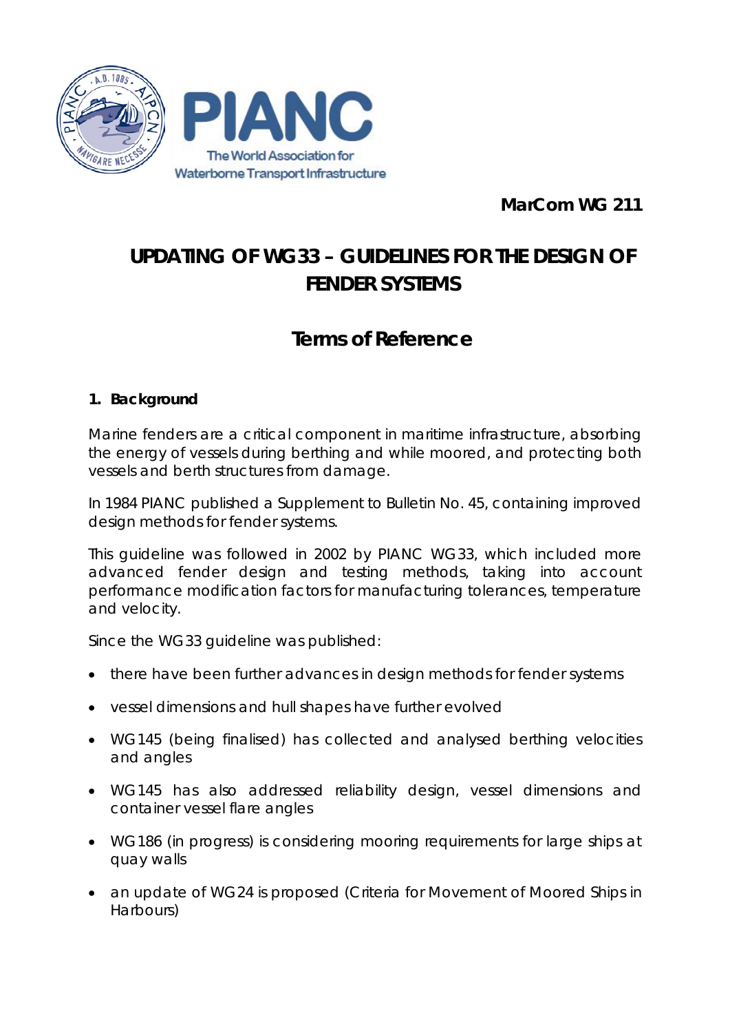MarCom WG 211

# UPDATING OF WG33 – GUIDELINES FOR THE DESIGN OF FENDER SYSTEMS

## Terms of Reference

### 1. Background

Marine fenders are a critical component in maritime infrastructure, absorbing the energy of vessels during berthing and while moored, and protecting both vessels and berth structures from damage.

In 1984 PIANC published a Supplement to Bulletin No. 45, containing improved design methods for fender systems.

This guideline was followed in 2002 by PIANC WG33, which included more advanced fender design and testing methods, taking into account performance modification factors for manufacturing tolerances, temperature and velocity.

Since the WG33 guideline was published:

- there have been further advances in design methods for fender systems
- vessel dimensions and hull shapes have further evolved
- WG145 (being finalised) has collected and analysed berthing velocities and angles
- WG145 has also addressed reliability design, vessel dimensions and container vessel flare angles
- WG186 (in progress) is considering mooring requirements for large ships at quay walls
- an update of WG24 is proposed (Criteria for Movement of Moored Ships in Harbours)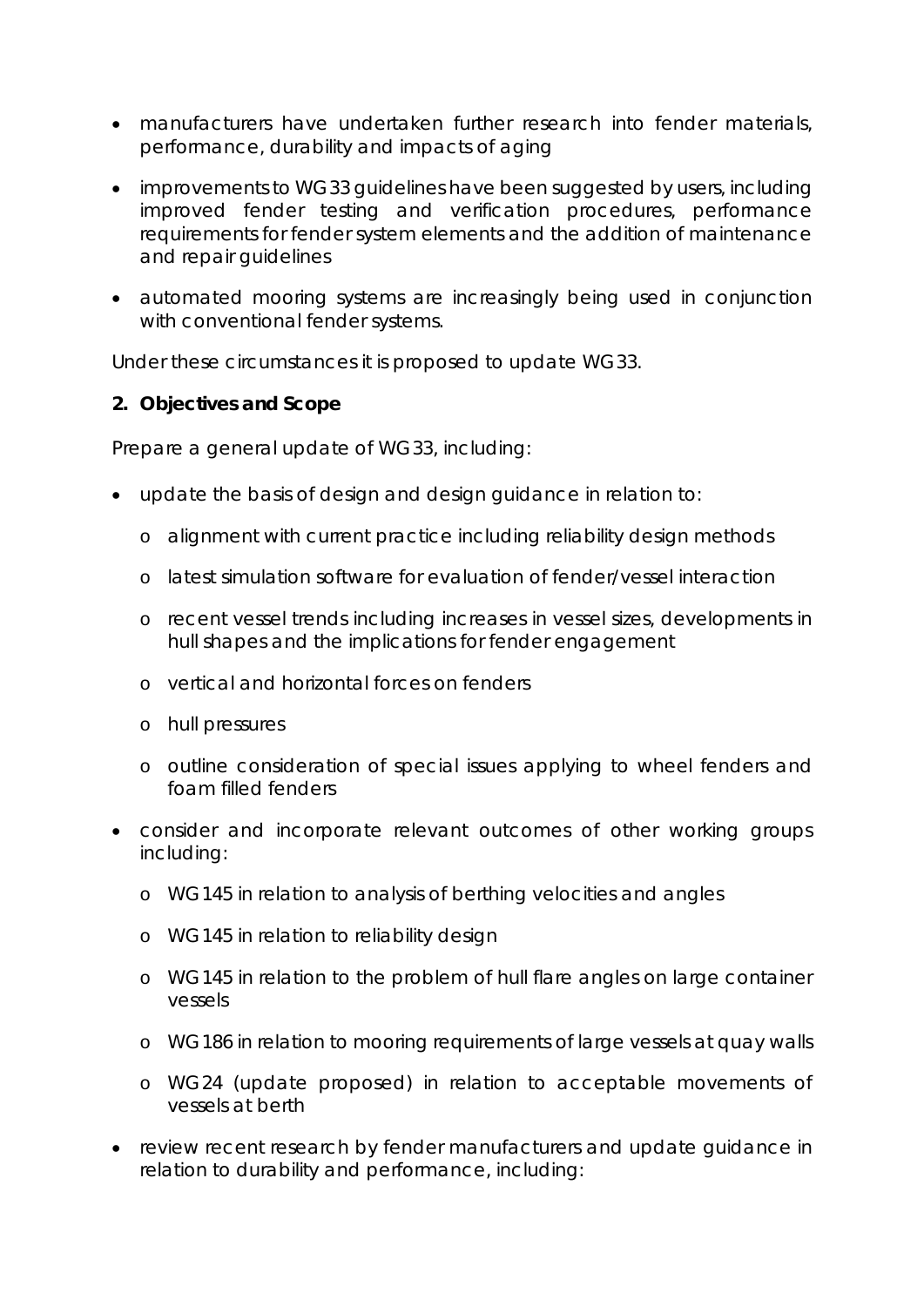- manufacturers have undertaken further research into fender materials, performance, durability and impacts of aging
- improvements to WG33 guidelines have been suggested by users, including improved fender testing and verification procedures, performance requirements for fender system elements and the addition of maintenance and repair guidelines
- automated mooring systems are increasingly being used in conjunction with conventional fender systems.

Under these circumstances it is proposed to update WG33.

## 2. Objectives and Scope

Prepare a general update of WG33, including:

- update the basis of design and design guidance in relation to:
  - alignment with current practice including reliability design methods
  - latest simulation software for evaluation of fender/vessel interaction
  - recent vessel trends including increases in vessel sizes, developments in hull shapes and the implications for fender engagement
  - vertical and horizontal forces on fenders
  - hull pressures
  - outline consideration of special issues applying to wheel fenders and foam filled fenders
- consider and incorporate relevant outcomes of other working groups including:
  - WG145 in relation to analysis of berthing velocities and angles
  - WG145 in relation to reliability design
  - WG145 in relation to the problem of hull flare angles on large container vessels
  - WG186 in relation to mooring requirements of large vessels at quay walls
  - WG24 (update proposed) in relation to acceptable movements of vessels at berth
- review recent research by fender manufacturers and update guidance in relation to durability and performance, including: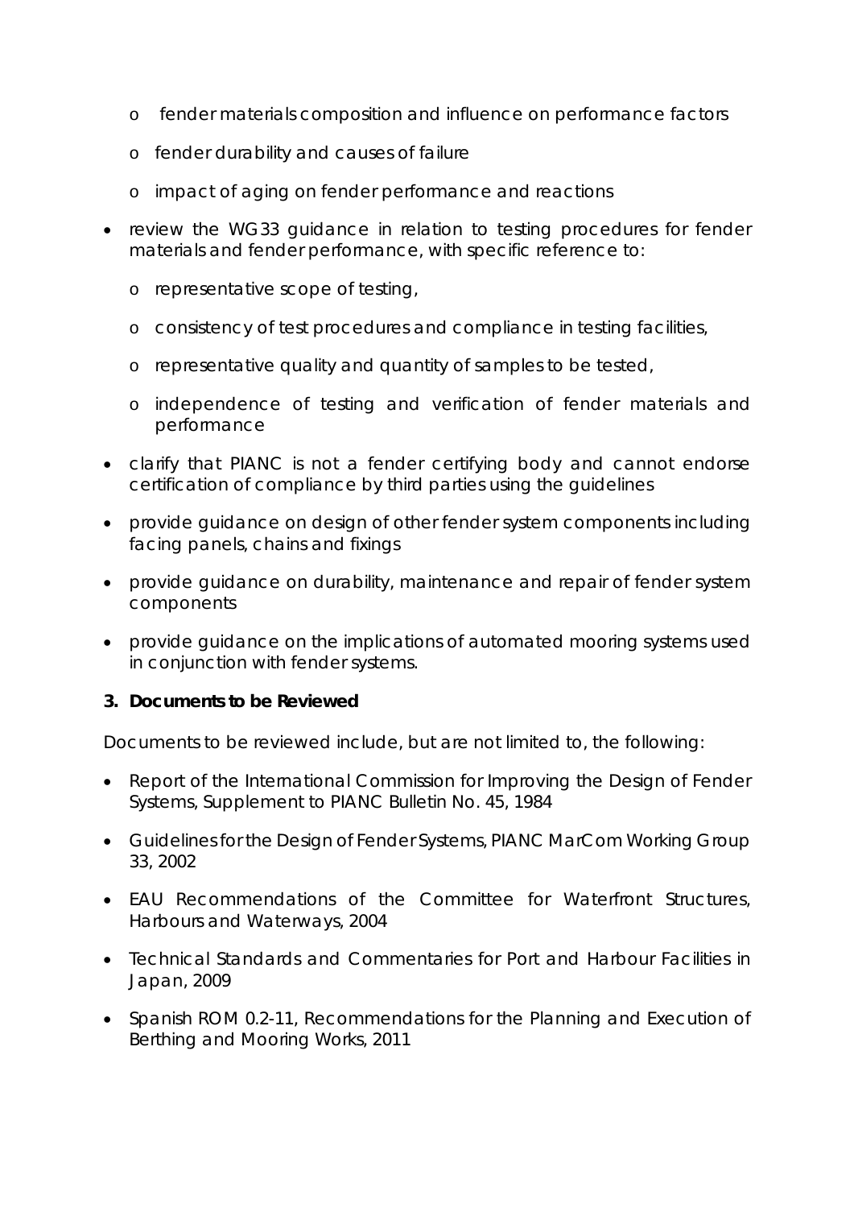- fender materials composition and influence on performance factors
  - fender durability and causes of failure
  - impact of aging on fender performance and reactions
- review the WG33 guidance in relation to testing procedures for fender materials and fender performance, with specific reference to:
  - representative scope of testing,
  - consistency of test procedures and compliance in testing facilities,
  - representative quality and quantity of samples to be tested,
  - independence of testing and verification of fender materials and performance
- clarify that PIANC is not a fender certifying body and cannot endorse certification of compliance by third parties using the guidelines
- provide guidance on design of other fender system components including facing panels, chains and fixings
- provide guidance on durability, maintenance and repair of fender system components
- provide guidance on the implications of automated mooring systems used in conjunction with fender systems.

**3. Documents to be Reviewed**

Documents to be reviewed include, but are not limited to, the following:

- Report of the International Commission for Improving the Design of Fender Systems, Supplement to PIANC Bulletin No. 45, 1984
- Guidelines for the Design of Fender Systems, PIANC MarCom Working Group 33, 2002
- EAU Recommendations of the Committee for Waterfront Structures, Harbours and Waterways, 2004
- Technical Standards and Commentaries for Port and Harbour Facilities in Japan, 2009
- Spanish ROM 0.2-11, Recommendations for the Planning and Execution of Berthing and Mooring Works, 2011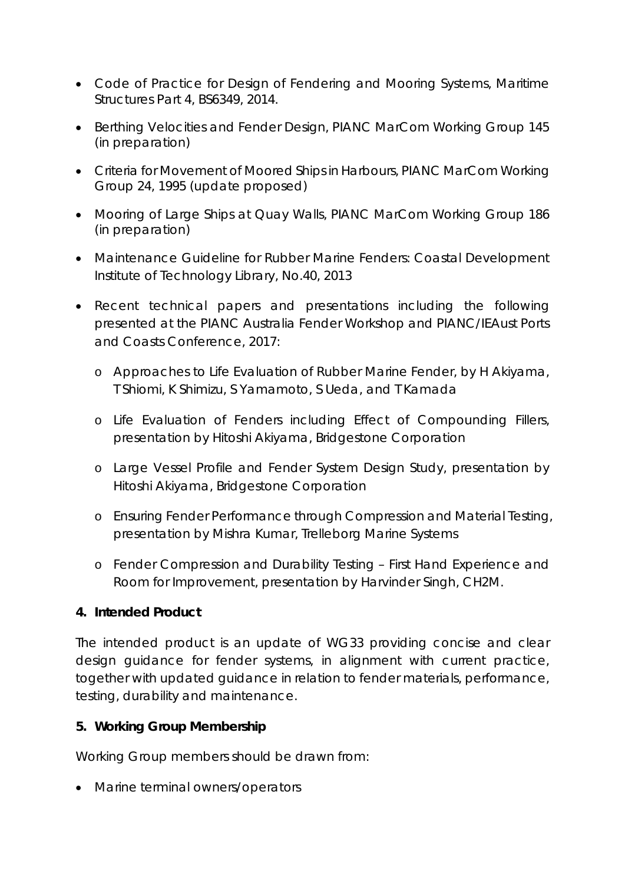- Code of Practice for Design of Fendering and Mooring Systems, Maritime Structures Part 4, BS6349, 2014.
- Berthing Velocities and Fender Design, PIANC MarCom Working Group 145 (in preparation)
- Criteria for Movement of Moored Ships in Harbours, PIANC MarCom Working Group 24, 1995 (update proposed)
- Mooring of Large Ships at Quay Walls, PIANC MarCom Working Group 186 (in preparation)
- Maintenance Guideline for Rubber Marine Fenders: Coastal Development Institute of Technology Library, No.40, 2013
- Recent technical papers and presentations including the following presented at the PIANC Australia Fender Workshop and PIANC/IEAust Ports and Coasts Conference, 2017:
  - Approaches to Life Evaluation of Rubber Marine Fender, by H Akiyama, T Shiomi, K Shimizu, S Yamamoto, S Ueda, and T Kamada
  - Life Evaluation of Fenders including Effect of Compounding Fillers, presentation by Hitoshi Akiyama, Bridgestone Corporation
  - Large Vessel Profile and Fender System Design Study, presentation by Hitoshi Akiyama, Bridgestone Corporation
  - Ensuring Fender Performance through Compression and Material Testing, presentation by Mishra Kumar, Trelleborg Marine Systems
  - Fender Compression and Durability Testing – First Hand Experience and Room for Improvement, presentation by Harvinder Singh, CH2M.

**4. Intended Product**

The intended product is an update of WG33 providing concise and clear design guidance for fender systems, in alignment with current practice, together with updated guidance in relation to fender materials, performance, testing, durability and maintenance.

**5. Working Group Membership**

Working Group members should be drawn from:

- Marine terminal owners/operators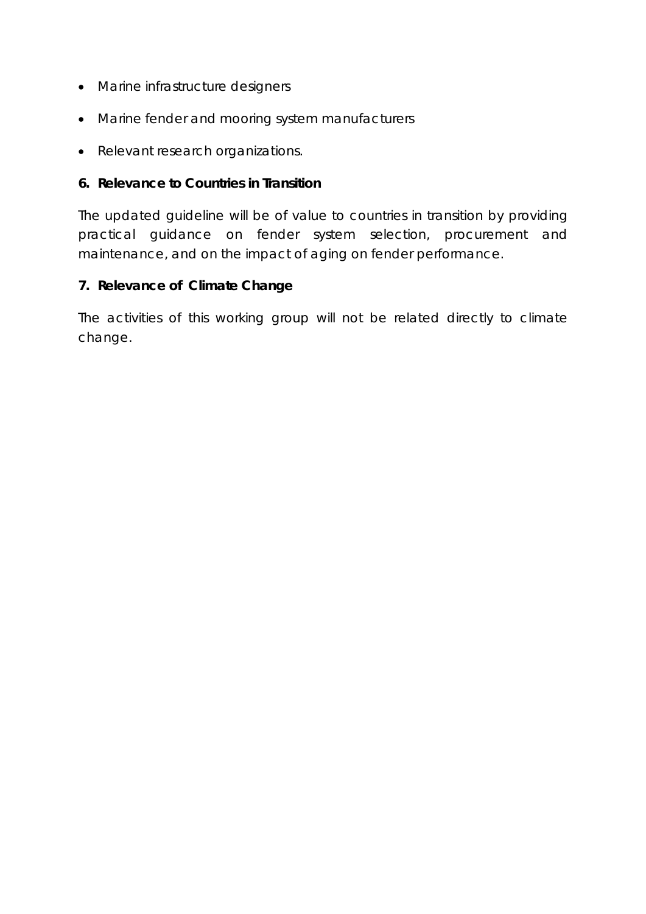- Marine infrastructure designers
- Marine fender and mooring system manufacturers
- Relevant research organizations.

**6. Relevance to Countries in Transition**

The updated guideline will be of value to countries in transition by providing practical guidance on fender system selection, procurement and maintenance, and on the impact of aging on fender performance.

**7. Relevance of Climate Change**

The activities of this working group will not be related directly to climate change.